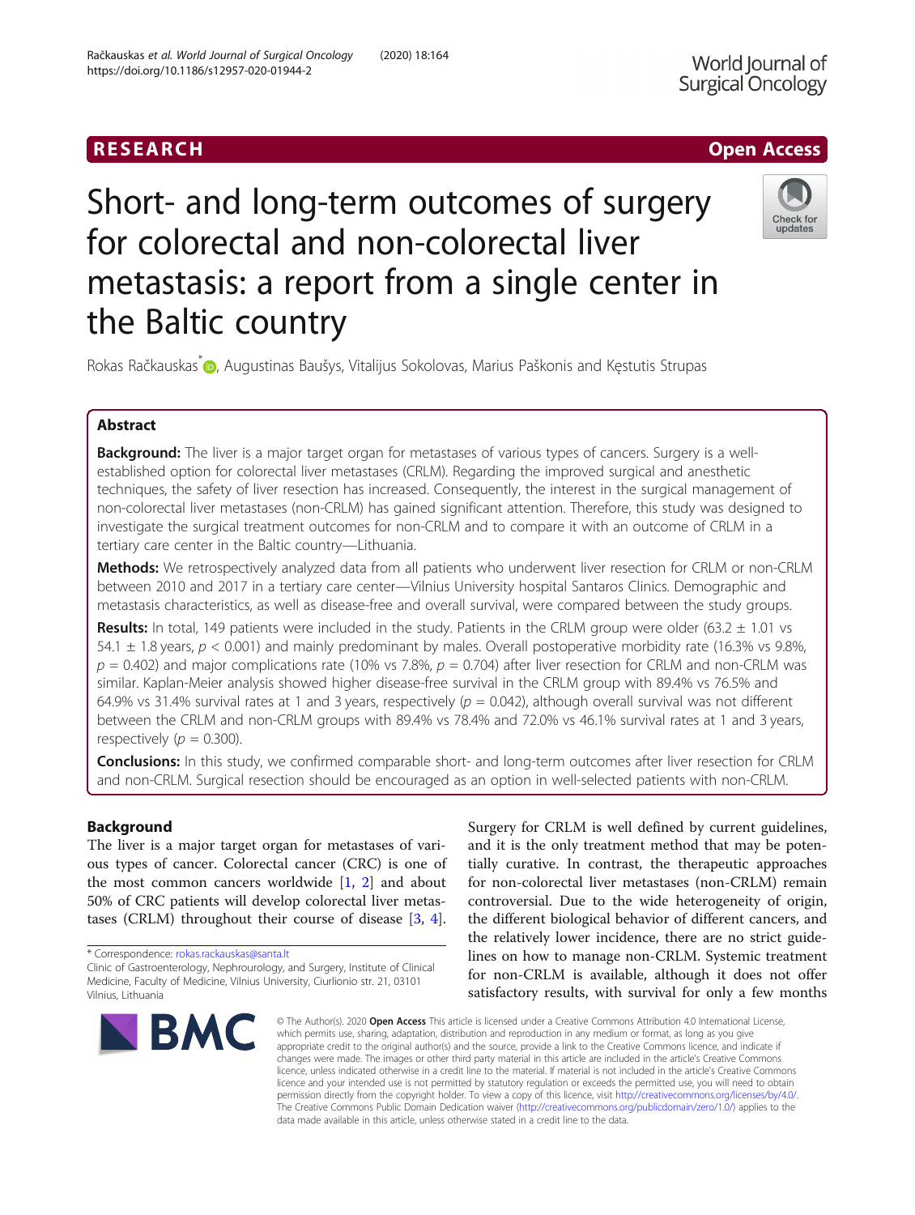RESEARCH

Open Access

# Short- and long-term outcomes of surgery for colorectal and non-colorectal liver metastasis: a report from a single center in the Baltic country

Rokas Račkauskas*, Augustinas Baušys, Vitalijus Sokolovas, Marius Paškonis and Kęstutis Strupas

## Abstract

**Background:** The liver is a major target organ for metastases of various types of cancers. Surgery is a well-established option for colorectal liver metastases (CRLM). Regarding the improved surgical and anesthetic techniques, the safety of liver resection has increased. Consequently, the interest in the surgical management of non-colorectal liver metastases (non-CRLM) has gained significant attention. Therefore, this study was designed to investigate the surgical treatment outcomes for non-CRLM and to compare it with an outcome of CRLM in a tertiary care center in the Baltic country—Lithuania.

**Methods:** We retrospectively analyzed data from all patients who underwent liver resection for CRLM or non-CRLM between 2010 and 2017 in a tertiary care center—Vilnius University hospital Santaros Clinics. Demographic and metastasis characteristics, as well as disease-free and overall survival, were compared between the study groups.

**Results:** In total, 149 patients were included in the study. Patients in the CRLM group were older (63.2 ± 1.01 vs 54.1 ± 1.8 years, $p < 0.001$) and mainly predominant by males. Overall postoperative morbidity rate (16.3% vs 9.8%, $p = 0.402$) and major complications rate (10% vs 7.8%, $p = 0.704$) after liver resection for CRLM and non-CRLM was similar. Kaplan-Meier analysis showed higher disease-free survival in the CRLM group with 89.4% vs 76.5% and 64.9% vs 31.4% survival rates at 1 and 3 years, respectively ($p = 0.042$), although overall survival was not different between the CRLM and non-CRLM groups with 89.4% vs 78.4% and 72.0% vs 46.1% survival rates at 1 and 3 years, respectively ($p = 0.300$).

**Conclusions:** In this study, we confirmed comparable short- and long-term outcomes after liver resection for CRLM and non-CRLM. Surgical resection should be encouraged as an option in well-selected patients with non-CRLM.

## Background

The liver is a major target organ for metastases of various types of cancer. Colorectal cancer (CRC) is one of the most common cancers worldwide [1, 2] and about 50% of CRC patients will develop colorectal liver metastases (CRLM) throughout their course of disease [3, 4].

Surgery for CRLM is well defined by current guidelines, and it is the only treatment method that may be potentially curative. In contrast, the therapeutic approaches for non-colorectal liver metastases (non-CRLM) remain controversial. Due to the wide heterogeneity of origin, the different biological behavior of different cancers, and the relatively lower incidence, there are no strict guidelines on how to manage non-CRLM. Systemic treatment for non-CRLM is available, although it does not offer satisfactory results, with survival for only a few months

* Correspondence: rokas.rackauskas@santa.lt
Clinic of Gastroenterology, Nephrourology, and Surgery, Institute of Clinical Medicine, Faculty of Medicine, Vilnius University, Ciurlionio str. 21, 03101 Vilnius, Lithuania

© The Author(s). 2020 **Open Access** This article is licensed under a Creative Commons Attribution 4.0 International License, which permits use, sharing, adaptation, distribution and reproduction in any medium or format, as long as you give appropriate credit to the original author(s) and the source, provide a link to the Creative Commons licence, and indicate if changes were made. The images or other third party material in this article are included in the article's Creative Commons licence, unless indicated otherwise in a credit line to the material. If material is not included in the article's Creative Commons licence and your intended use is not permitted by statutory regulation or exceeds the permitted use, you will need to obtain permission directly from the copyright holder. To view a copy of this licence, visit http://creativecommons.org/licenses/by/4.0/. The Creative Commons Public Domain Dedication waiver (http://creativecommons.org/publicdomain/zero/1.0/) applies to the data made available in this article, unless otherwise stated in a credit line to the data.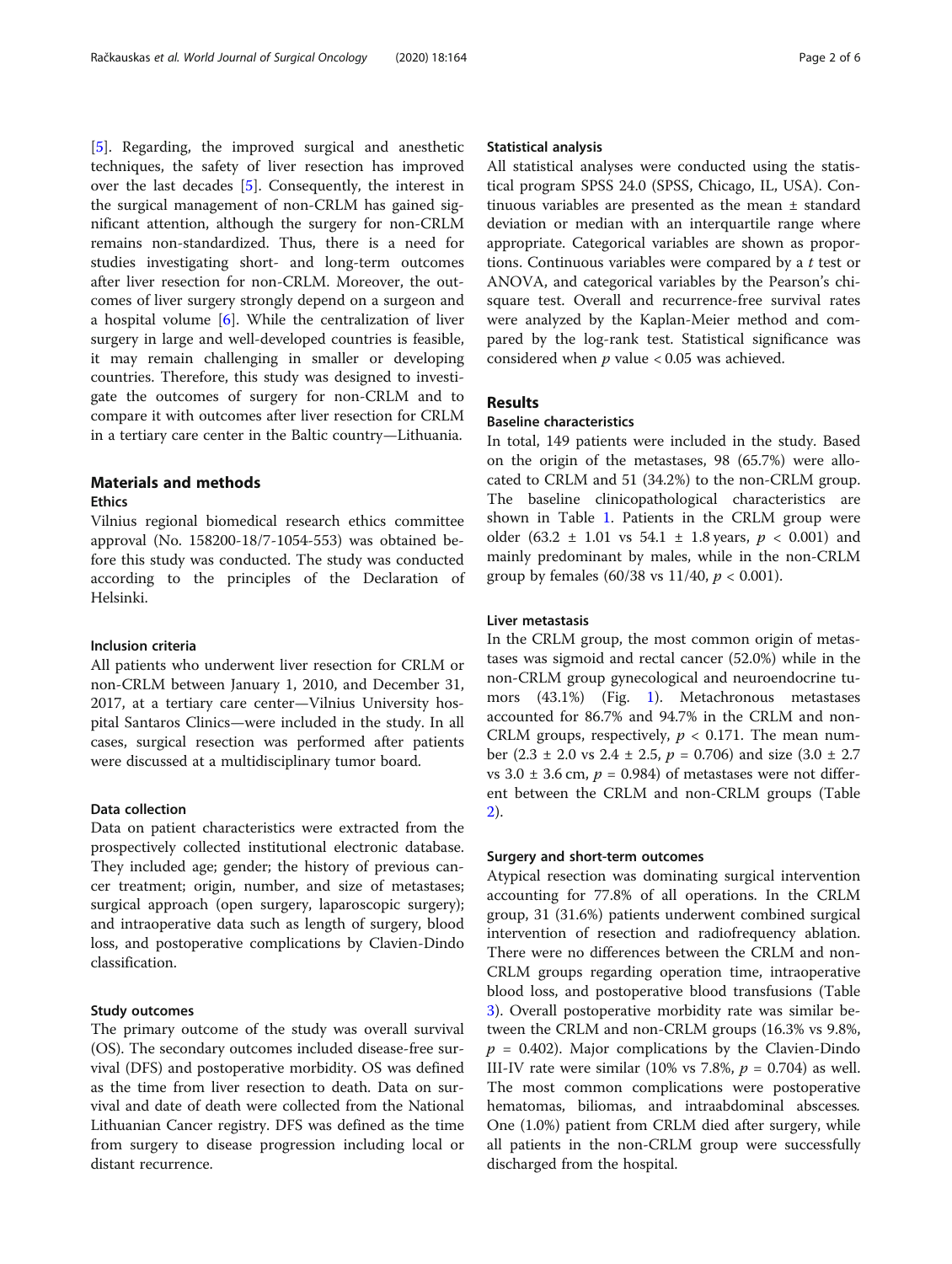[5]. Regarding, the improved surgical and anesthetic techniques, the safety of liver resection has improved over the last decades [5]. Consequently, the interest in the surgical management of non-CRLM has gained significant attention, although the surgery for non-CRLM remains non-standardized. Thus, there is a need for studies investigating short- and long-term outcomes after liver resection for non-CRLM. Moreover, the outcomes of liver surgery strongly depend on a surgeon and a hospital volume [6]. While the centralization of liver surgery in large and well-developed countries is feasible, it may remain challenging in smaller or developing countries. Therefore, this study was designed to investigate the outcomes of surgery for non-CRLM and to compare it with outcomes after liver resection for CRLM in a tertiary care center in the Baltic country—Lithuania.

## Materials and methods

### Ethics

Vilnius regional biomedical research ethics committee approval (No. 158200-18/7-1054-553) was obtained before this study was conducted. The study was conducted according to the principles of the Declaration of Helsinki.

### Inclusion criteria

All patients who underwent liver resection for CRLM or non-CRLM between January 1, 2010, and December 31, 2017, at a tertiary care center—Vilnius University hospital Santaros Clinics—were included in the study. In all cases, surgical resection was performed after patients were discussed at a multidisciplinary tumor board.

### Data collection

Data on patient characteristics were extracted from the prospectively collected institutional electronic database. They included age; gender; the history of previous cancer treatment; origin, number, and size of metastases; surgical approach (open surgery, laparoscopic surgery); and intraoperative data such as length of surgery, blood loss, and postoperative complications by Clavien-Dindo classification.

### Study outcomes

The primary outcome of the study was overall survival (OS). The secondary outcomes included disease-free survival (DFS) and postoperative morbidity. OS was defined as the time from liver resection to death. Data on survival and date of death were collected from the National Lithuanian Cancer registry. DFS was defined as the time from surgery to disease progression including local or distant recurrence.

### Statistical analysis

All statistical analyses were conducted using the statistical program SPSS 24.0 (SPSS, Chicago, IL, USA). Continuous variables are presented as the mean ± standard deviation or median with an interquartile range where appropriate. Categorical variables are shown as proportions. Continuous variables were compared by a *t* test or ANOVA, and categorical variables by the Pearson's chi-square test. Overall and recurrence-free survival rates were analyzed by the Kaplan-Meier method and compared by the log-rank test. Statistical significance was considered when $p$ value < 0.05 was achieved.

## Results

### Baseline characteristics

In total, 149 patients were included in the study. Based on the origin of the metastases, 98 (65.7%) were allocated to CRLM and 51 (34.2%) to the non-CRLM group. The baseline clinicopathological characteristics are shown in Table 1. Patients in the CRLM group were older (63.2 ± 1.01 vs 54.1 ± 1.8 years, $p < 0.001$) and mainly predominant by males, while in the non-CRLM group by females (60/38 vs 11/40, $p < 0.001$).

### Liver metastasis

In the CRLM group, the most common origin of metastases was sigmoid and rectal cancer (52.0%) while in the non-CRLM group gynecological and neuroendocrine tumors (43.1%) (Fig. 1). Metachronous metastases accounted for 86.7% and 94.7% in the CRLM and non-CRLM groups, respectively, $p < 0.171$. The mean number (2.3 ± 2.0 vs 2.4 ± 2.5, $p = 0.706$) and size (3.0 ± 2.7 vs 3.0 ± 3.6 cm, $p = 0.984$) of metastases were not different between the CRLM and non-CRLM groups (Table 2).

### Surgery and short-term outcomes

Atypical resection was dominating surgical intervention accounting for 77.8% of all operations. In the CRLM group, 31 (31.6%) patients underwent combined surgical intervention of resection and radiofrequency ablation. There were no differences between the CRLM and non-CRLM groups regarding operation time, intraoperative blood loss, and postoperative blood transfusions (Table 3). Overall postoperative morbidity rate was similar between the CRLM and non-CRLM groups (16.3% vs 9.8%, $p = 0.402$). Major complications by the Clavien-Dindo III-IV rate were similar (10% vs 7.8%, $p = 0.704$) as well. The most common complications were postoperative hematomas, biliomas, and intraabdominal abscesses. One (1.0%) patient from CRLM died after surgery, while all patients in the non-CRLM group were successfully discharged from the hospital.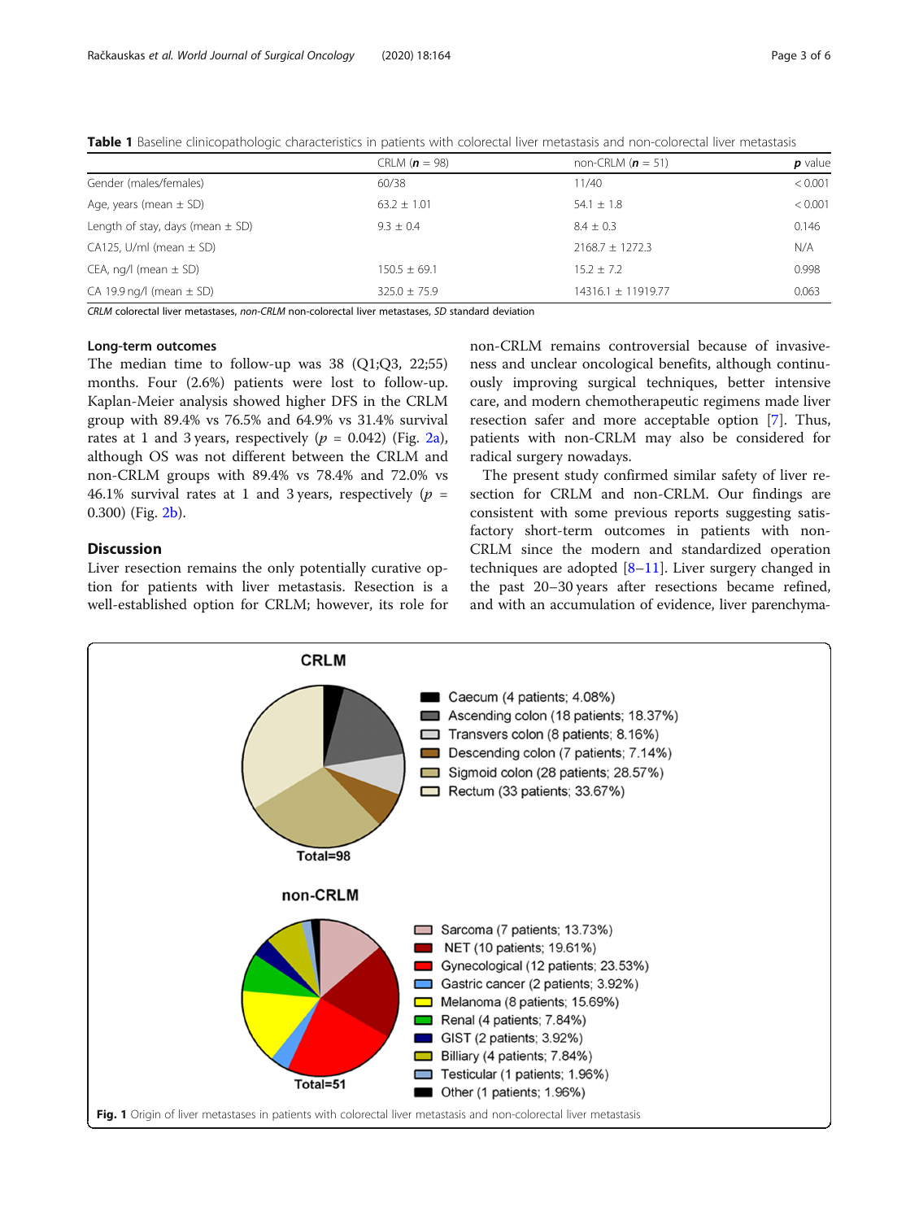**Table 1** Baseline clinicopathologic characteristics in patients with colorectal liver metastasis and non-colorectal liver metastasis

| | CRLM (*n* = 98) | non-CRLM (*n* = 51) | *p* value |
|---|---|---|---|
| Gender (males/females) | 60/38 | 11/40 | < 0.001 |
| Age, years (mean ± SD) | 63.2 ± 1.01 | 54.1 ± 1.8 | < 0.001 |
| Length of stay, days (mean ± SD) | 9.3 ± 0.4 | 8.4 ± 0.3 | 0.146 |
| CA125, U/ml (mean ± SD) | | 2168.7 ± 1272.3 | N/A |
| CEA, ng/l (mean ± SD) | 150.5 ± 69.1 | 15.2 ± 7.2 | 0.998 |
| CA 19.9 ng/l (mean ± SD) | 325.0 ± 75.9 | 14316.1 ± 11919.77 | 0.063 |

*CRLM* colorectal liver metastases, *non-CRLM* non-colorectal liver metastases, *SD* standard deviation

### Long-term outcomes

The median time to follow-up was 38 (Q1;Q3, 22;55) months. Four (2.6%) patients were lost to follow-up. Kaplan-Meier analysis showed higher DFS in the CRLM group with 89.4% vs 76.5% and 64.9% vs 31.4% survival rates at 1 and 3 years, respectively ($p$ = 0.042) (Fig. 2a), although OS was not different between the CRLM and non-CRLM groups with 89.4% vs 78.4% and 72.0% vs 46.1% survival rates at 1 and 3 years, respectively ($p$ = 0.300) (Fig. 2b).

## Discussion

Liver resection remains the only potentially curative option for patients with liver metastasis. Resection is a well-established option for CRLM; however, its role for non-CRLM remains controversial because of invasiveness and unclear oncological benefits, although continuously improving surgical techniques, better intensive care, and modern chemotherapeutic regimens made liver resection safer and more acceptable option [7]. Thus, patients with non-CRLM may also be considered for radical surgery nowadays.

The present study confirmed similar safety of liver resection for CRLM and non-CRLM. Our findings are consistent with some previous reports suggesting satisfactory short-term outcomes in patients with non-CRLM since the modern and standardized operation techniques are adopted [8–11]. Liver surgery changed in the past 20–30 years after resections became refined, and with an accumulation of evidence, liver parenchyma-

**CRLM**

- Caecum (4 patients; 4.08%)
- Ascending colon (18 patients; 18.37%)
- Transvers colon (8 patients; 8.16%)
- Descending colon (7 patients; 7.14%)
- Sigmoid colon (28 patients; 28.57%)
- Rectum (33 patients; 33.67%)

Total=98

**non-CRLM**

- Sarcoma (7 patients; 13.73%)
- NET (10 patients; 19.61%)
- Gynecological (12 patients; 23.53%)
- Gastric cancer (2 patients; 3.92%)
- Melanoma (8 patients; 15.69%)
- Renal (4 patients; 7.84%)
- GIST (2 patients; 3.92%)
- Billiary (4 patients; 7.84%)
- Testicular (1 patients; 1.96%)
- Other (1 patients; 1.96%)

Total=51

**Fig. 1** Origin of liver metastases in patients with colorectal liver metastasis and non-colorectal liver metastasis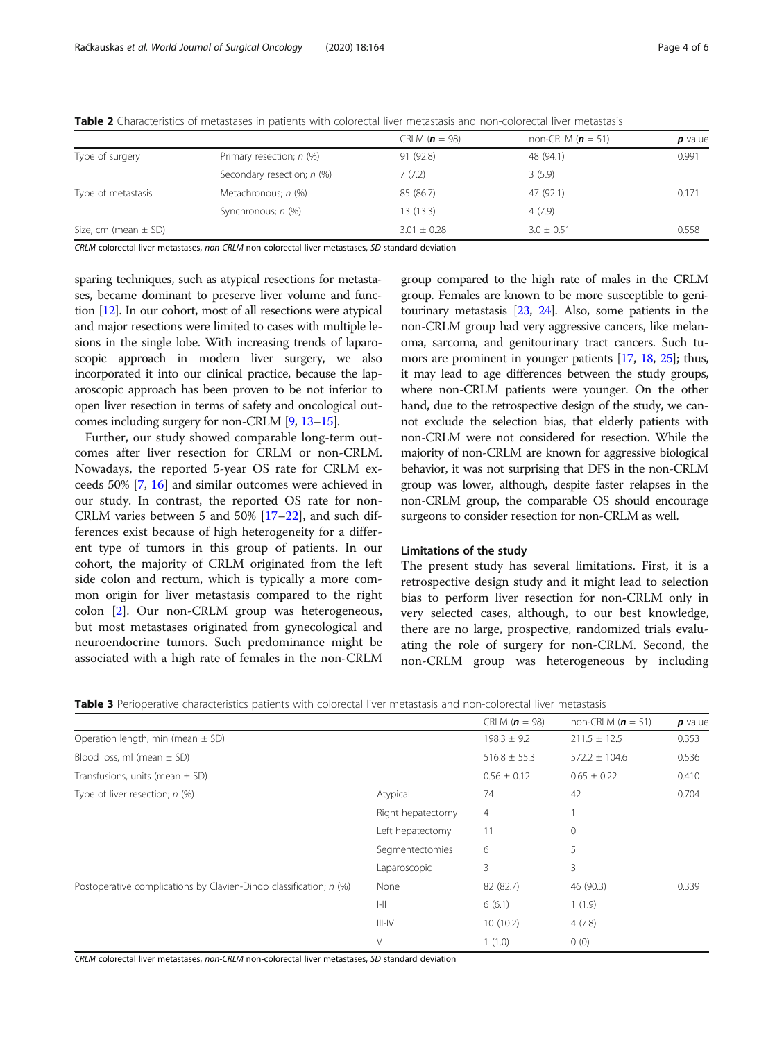**Table 2** Characteristics of metastases in patients with colorectal liver metastasis and non-colorectal liver metastasis

| | | CRLM (***n*** = 98) | non-CRLM (***n*** = 51) | ***p*** value |
|---|---|---|---|---|
| Type of surgery | Primary resection; *n* (%) | 91 (92.8) | 48 (94.1) | 0.991 |
| | Secondary resection; *n* (%) | 7 (7.2) | 3 (5.9) | |
| Type of metastasis | Metachronous; *n* (%) | 85 (86.7) | 47 (92.1) | 0.171 |
| | Synchronous; *n* (%) | 13 (13.3) | 4 (7.9) | |
| Size, cm (mean ± SD) | | 3.01 ± 0.28 | 3.0 ± 0.51 | 0.558 |

*CRLM* colorectal liver metastases, *non-CRLM* non-colorectal liver metastases, *SD* standard deviation

sparing techniques, such as atypical resections for metastases, became dominant to preserve liver volume and function [12]. In our cohort, most of all resections were atypical and major resections were limited to cases with multiple lesions in the single lobe. With increasing trends of laparoscopic approach in modern liver surgery, we also incorporated it into our clinical practice, because the laparoscopic approach has been proven to be not inferior to open liver resection in terms of safety and oncological outcomes including surgery for non-CRLM [9, 13–15].

Further, our study showed comparable long-term outcomes after liver resection for CRLM or non-CRLM. Nowadays, the reported 5-year OS rate for CRLM exceeds 50% [7, 16] and similar outcomes were achieved in our study. In contrast, the reported OS rate for non-CRLM varies between 5 and 50% [17–22], and such differences exist because of high heterogeneity for a different type of tumors in this group of patients. In our cohort, the majority of CRLM originated from the left side colon and rectum, which is typically a more common origin for liver metastasis compared to the right colon [2]. Our non-CRLM group was heterogeneous, but most metastases originated from gynecological and neuroendocrine tumors. Such predominance might be associated with a high rate of females in the non-CRLM group compared to the high rate of males in the CRLM group. Females are known to be more susceptible to genitourinary metastasis [23, 24]. Also, some patients in the non-CRLM group had very aggressive cancers, like melanoma, sarcoma, and genitourinary tract cancers. Such tumors are prominent in younger patients [17, 18, 25]; thus, it may lead to age differences between the study groups, where non-CRLM patients were younger. On the other hand, due to the retrospective design of the study, we cannot exclude the selection bias, that elderly patients with non-CRLM were not considered for resection. While the majority of non-CRLM are known for aggressive biological behavior, it was not surprising that DFS in the non-CRLM group was lower, although, despite faster relapses in the non-CRLM group, the comparable OS should encourage surgeons to consider resection for non-CRLM as well.

### Limitations of the study

The present study has several limitations. First, it is a retrospective design study and it might lead to selection bias to perform liver resection for non-CRLM only in very selected cases, although, to our best knowledge, there are no large, prospective, randomized trials evaluating the role of surgery for non-CRLM. Second, the non-CRLM group was heterogeneous by including

**Table 3** Perioperative characteristics patients with colorectal liver metastasis and non-colorectal liver metastasis

| | | CRLM (***n*** = 98) | non-CRLM (***n*** = 51) | ***p*** value |
|---|---|---|---|---|
| Operation length, min (mean ± SD) | | 198.3 ± 9.2 | 211.5 ± 12.5 | 0.353 |
| Blood loss, ml (mean ± SD) | | 516.8 ± 55.3 | 572.2 ± 104.6 | 0.536 |
| Transfusions, units (mean ± SD) | | 0.56 ± 0.12 | 0.65 ± 0.22 | 0.410 |
| Type of liver resection; *n* (%) | Atypical | 74 | 42 | 0.704 |
| | Right hepatectomy | 4 | 1 | |
| | Left hepatectomy | 11 | 0 | |
| | Segmentectomies | 6 | 5 | |
| | Laparoscopic | 3 | 3 | |
| Postoperative complications by Clavien-Dindo classification; *n* (%) | None | 82 (82.7) | 46 (90.3) | 0.339 |
| | I-II | 6 (6.1) | 1 (1.9) | |
| | III-IV | 10 (10.2) | 4 (7.8) | |
| | V | 1 (1.0) | 0 (0) | |

*CRLM* colorectal liver metastases, *non-CRLM* non-colorectal liver metastases, *SD* standard deviation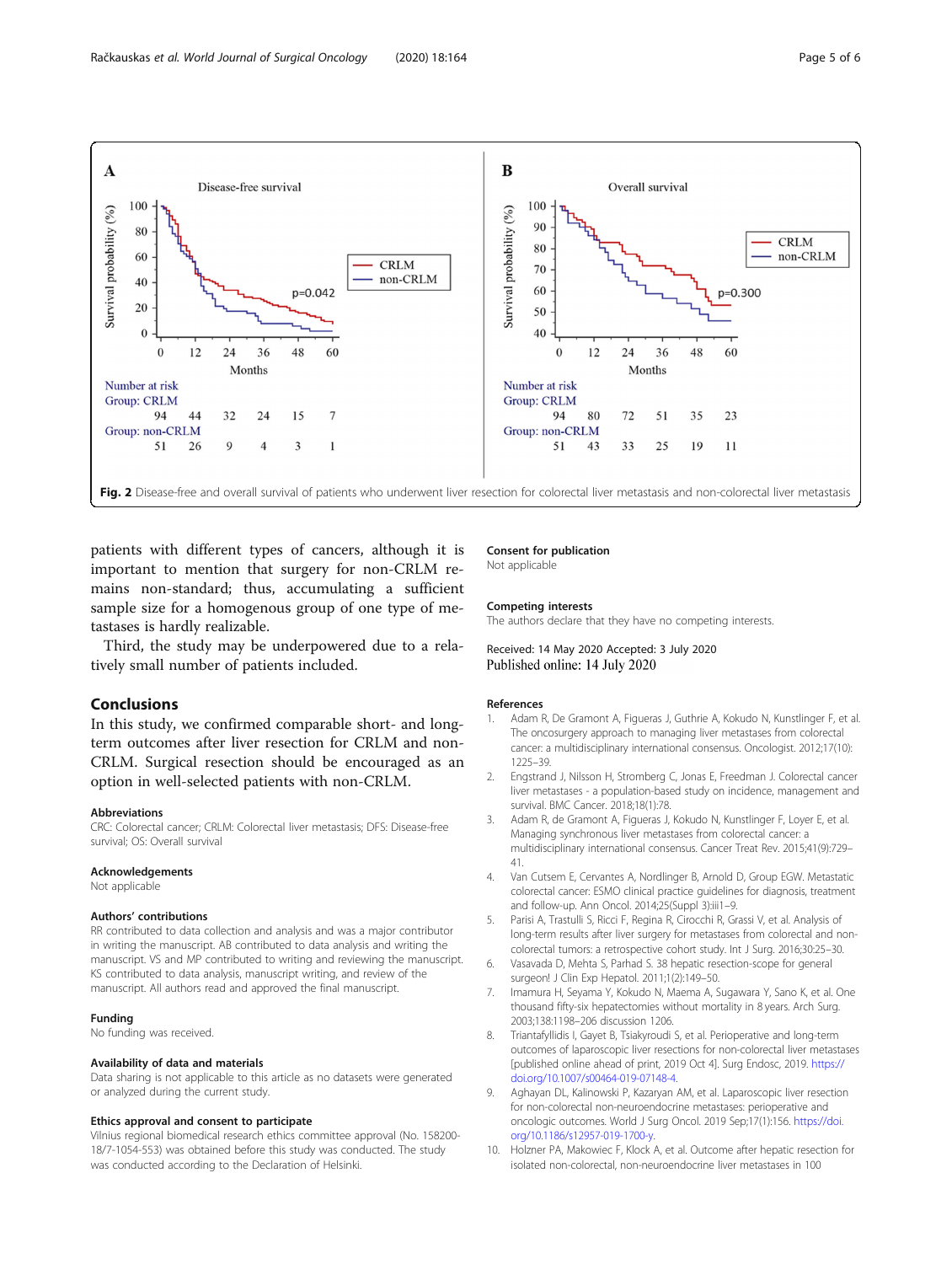Fig. 2 Disease-free and overall survival of patients who underwent liver resection for colorectal liver metastasis and non-colorectal liver metastasis

patients with different types of cancers, although it is important to mention that surgery for non-CRLM remains non-standard; thus, accumulating a sufficient sample size for a homogenous group of one type of metastases is hardly realizable.

Third, the study may be underpowered due to a relatively small number of patients included.

## Conclusions

In this study, we confirmed comparable short- and long-term outcomes after liver resection for CRLM and non-CRLM. Surgical resection should be encouraged as an option in well-selected patients with non-CRLM.

### Abbreviations

CRC: Colorectal cancer; CRLM: Colorectal liver metastasis; DFS: Disease-free survival; OS: Overall survival

### Acknowledgements

Not applicable

### Authors' contributions

RR contributed to data collection and analysis and was a major contributor in writing the manuscript. AB contributed to data analysis and writing the manuscript. VS and MP contributed to writing and reviewing the manuscript. KS contributed to data analysis, manuscript writing, and review of the manuscript. All authors read and approved the final manuscript.

### Funding

No funding was received.

### Availability of data and materials

Data sharing is not applicable to this article as no datasets were generated or analyzed during the current study.

### Ethics approval and consent to participate

Vilnius regional biomedical research ethics committee approval (No. 158200-18/7-1054-553) was obtained before this study was conducted. The study was conducted according to the Declaration of Helsinki.

### Consent for publication

Not applicable

### Competing interests

The authors declare that they have no competing interests.

Received: 14 May 2020 Accepted: 3 July 2020
Published online: 14 July 2020

### References

1. Adam R, De Gramont A, Figueras J, Guthrie A, Kokudo N, Kunstlinger F, et al. The oncosurgery approach to managing liver metastases from colorectal cancer: a multidisciplinary international consensus. Oncologist. 2012;17(10):1225–39.
2. Engstrand J, Nilsson H, Stromberg C, Jonas E, Freedman J. Colorectal cancer liver metastases - a population-based study on incidence, management and survival. BMC Cancer. 2018;18(1):78.
3. Adam R, de Gramont A, Figueras J, Kokudo N, Kunstlinger F, Loyer E, et al. Managing synchronous liver metastases from colorectal cancer: a multidisciplinary international consensus. Cancer Treat Rev. 2015;41(9):729–41.
4. Van Cutsem E, Cervantes A, Nordlinger B, Arnold D, Group EGW. Metastatic colorectal cancer: ESMO clinical practice guidelines for diagnosis, treatment and follow-up. Ann Oncol. 2014;25(Suppl 3):iii1–9.
5. Parisi A, Trastulli S, Ricci F, Regina R, Cirocchi R, Grassi V, et al. Analysis of long-term results after liver surgery for metastases from colorectal and non-colorectal tumors: a retrospective cohort study. Int J Surg. 2016;30:25–30.
6. Vasavada D, Mehta S, Parhad S. 38 hepatic resection-scope for general surgeon! J Clin Exp Hepatol. 2011;1(2):149–50.
7. Imamura H, Seyama Y, Kokudo N, Maema A, Sugawara Y, Sano K, et al. One thousand fifty-six hepatectomies without mortality in 8 years. Arch Surg. 2003;138:1198–206 discussion 1206.
8. Triantafyllidis I, Gayet B, Tsiakyroudi S, et al. Perioperative and long-term outcomes of laparoscopic liver resections for non-colorectal liver metastases [published online ahead of print, 2019 Oct 4]. Surg Endosc, 2019. https://doi.org/10.1007/s00464-019-07148-4.
9. Aghayan DL, Kalinowski P, Kazaryan AM, et al. Laparoscopic liver resection for non-colorectal non-neuroendocrine metastases: perioperative and oncologic outcomes. World J Surg Oncol. 2019 Sep;17(1):156. https://doi.org/10.1186/s12957-019-1700-y.
10. Holzner PA, Makowiec F, Klock A, et al. Outcome after hepatic resection for isolated non-colorectal, non-neuroendocrine liver metastases in 100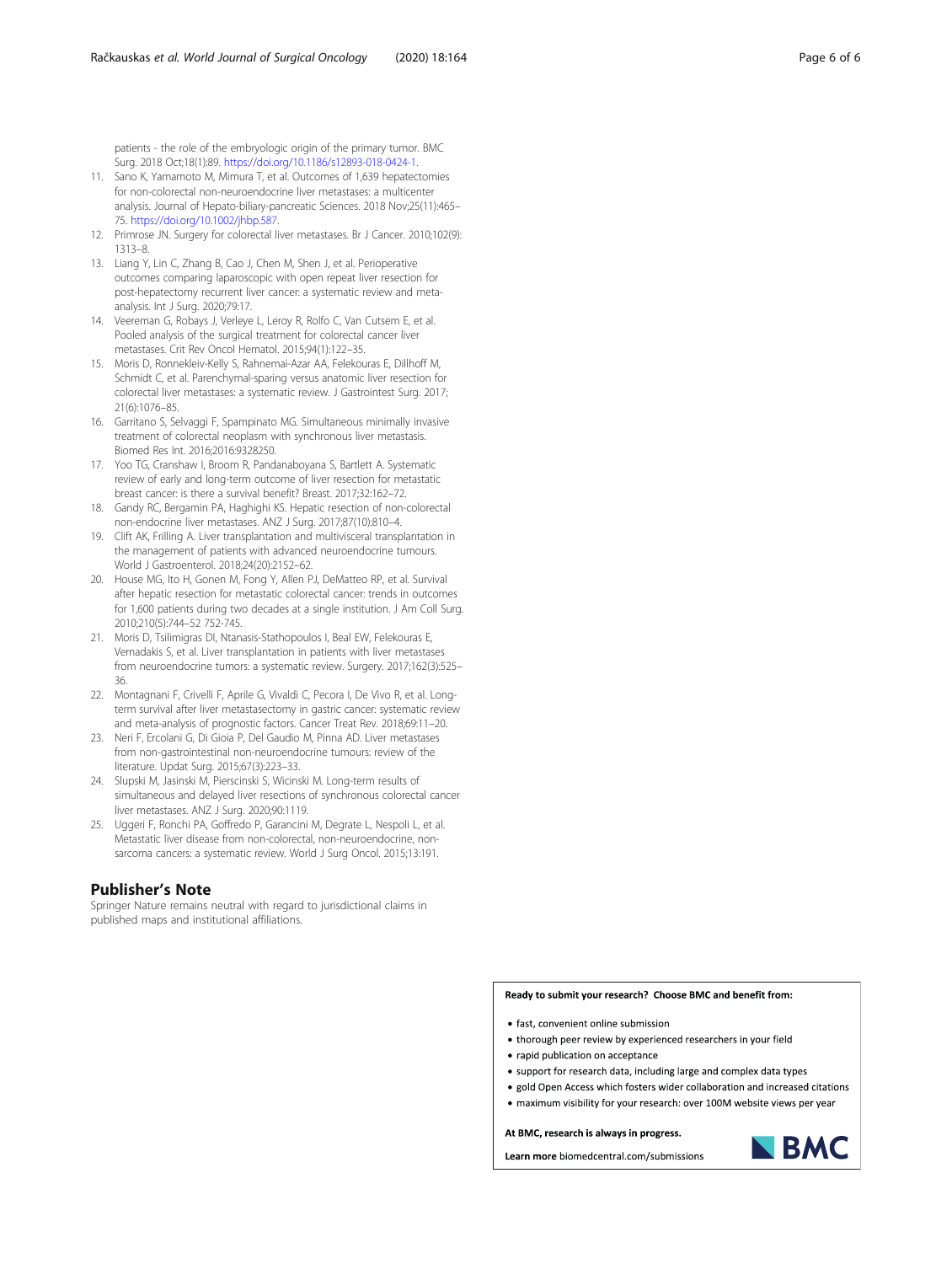patients - the role of the embryologic origin of the primary tumor. BMC Surg. 2018 Oct;18(1):89. https://doi.org/10.1186/s12893-018-0424-1.

11. Sano K, Yamamoto M, Mimura T, et al. Outcomes of 1,639 hepatectomies for non-colorectal non-neuroendocrine liver metastases: a multicenter analysis. Journal of Hepato-biliary-pancreatic Sciences. 2018 Nov;25(11):465–75. https://doi.org/10.1002/jhbp.587.
12. Primrose JN. Surgery for colorectal liver metastases. Br J Cancer. 2010;102(9):1313–8.
13. Liang Y, Lin C, Zhang B, Cao J, Chen M, Shen J, et al. Perioperative outcomes comparing laparoscopic with open repeat liver resection for post-hepatectomy recurrent liver cancer: a systematic review and meta-analysis. Int J Surg. 2020;79:17.
14. Veereman G, Robays J, Verleye L, Leroy R, Rolfo C, Van Cutsem E, et al. Pooled analysis of the surgical treatment for colorectal cancer liver metastases. Crit Rev Oncol Hematol. 2015;94(1):122–35.
15. Moris D, Ronnekleiv-Kelly S, Rahnemai-Azar AA, Felekouras E, Dillhoff M, Schmidt C, et al. Parenchymal-sparing versus anatomic liver resection for colorectal liver metastases: a systematic review. J Gastrointest Surg. 2017;21(6):1076–85.
16. Garritano S, Selvaggi F, Spampinato MG. Simultaneous minimally invasive treatment of colorectal neoplasm with synchronous liver metastasis. Biomed Res Int. 2016;2016:9328250.
17. Yoo TG, Cranshaw I, Broom R, Pandanaboyana S, Bartlett A. Systematic review of early and long-term outcome of liver resection for metastatic breast cancer: is there a survival benefit? Breast. 2017;32:162–72.
18. Gandy RC, Bergamin PA, Haghighi KS. Hepatic resection of non-colorectal non-endocrine liver metastases. ANZ J Surg. 2017;87(10):810–4.
19. Clift AK, Frilling A. Liver transplantation and multivisceral transplantation in the management of patients with advanced neuroendocrine tumours. World J Gastroenterol. 2018;24(20):2152–62.
20. House MG, Ito H, Gonen M, Fong Y, Allen PJ, DeMatteo RP, et al. Survival after hepatic resection for metastatic colorectal cancer: trends in outcomes for 1,600 patients during two decades at a single institution. J Am Coll Surg. 2010;210(5):744–52 752-745.
21. Moris D, Tsilimigras DI, Ntanasis-Stathopoulos I, Beal EW, Felekouras E, Vernadakis S, et al. Liver transplantation in patients with liver metastases from neuroendocrine tumors: a systematic review. Surgery. 2017;162(3):525–36.
22. Montagnani F, Crivelli F, Aprile G, Vivaldi C, Pecora I, De Vivo R, et al. Long-term survival after liver metastasectomy in gastric cancer: systematic review and meta-analysis of prognostic factors. Cancer Treat Rev. 2018;69:11–20.
23. Neri F, Ercolani G, Di Gioia P, Del Gaudio M, Pinna AD. Liver metastases from non-gastrointestinal non-neuroendocrine tumours: review of the literature. Updat Surg. 2015;67(3):223–33.
24. Slupski M, Jasinski M, Pierscinski S, Wicinski M. Long-term results of simultaneous and delayed liver resections of synchronous colorectal cancer liver metastases. ANZ J Surg. 2020;90:1119.
25. Uggeri F, Ronchi PA, Goffredo P, Garancini M, Degrate L, Nespoli L, et al. Metastatic liver disease from non-colorectal, non-neuroendocrine, non-sarcoma cancers: a systematic review. World J Surg Oncol. 2015;13:191.

## Publisher's Note

Springer Nature remains neutral with regard to jurisdictional claims in published maps and institutional affiliations.